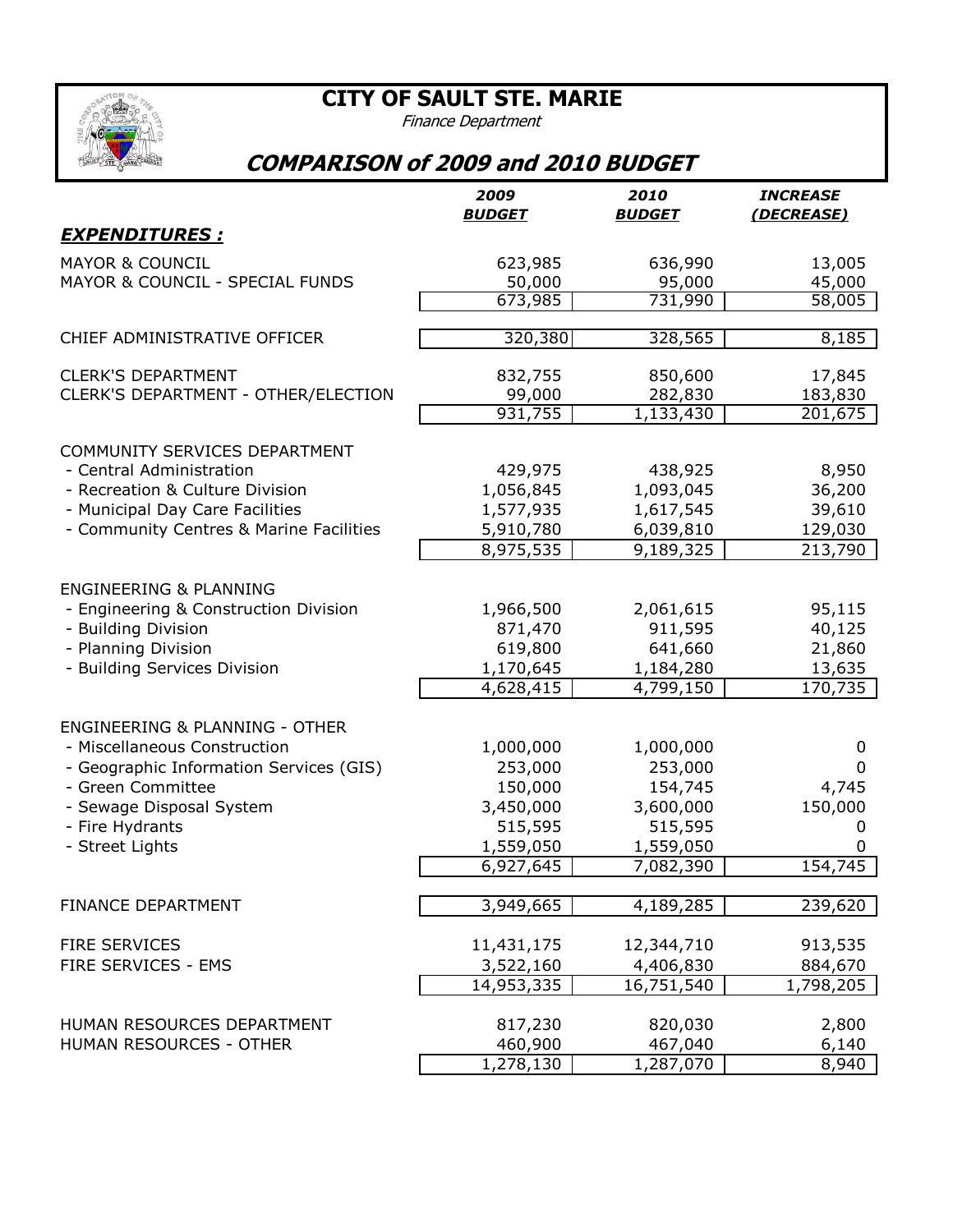# CITY OF SAULT STE. MARIE

*Finance Department*

## *COMPARISON of 2009 and 2010 BUDGET*

| | 2009 BUDGET | 2010 BUDGET | INCREASE (DECREASE) |
|---|---|---|---|
| ***EXPENDITURES :*** | | | |
| MAYOR & COUNCIL | 623,985 | 636,990 | 13,005 |
| MAYOR & COUNCIL - SPECIAL FUNDS | 50,000 | 95,000 | 45,000 |
| | 673,985 | 731,990 | 58,005 |
| CHIEF ADMINISTRATIVE OFFICER | 320,380 | 328,565 | 8,185 |
| CLERK'S DEPARTMENT | 832,755 | 850,600 | 17,845 |
| CLERK'S DEPARTMENT - OTHER/ELECTION | 99,000 | 282,830 | 183,830 |
| | 931,755 | 1,133,430 | 201,675 |
| COMMUNITY SERVICES DEPARTMENT | | | |
| - Central Administration | 429,975 | 438,925 | 8,950 |
| - Recreation & Culture Division | 1,056,845 | 1,093,045 | 36,200 |
| - Municipal Day Care Facilities | 1,577,935 | 1,617,545 | 39,610 |
| - Community Centres & Marine Facilities | 5,910,780 | 6,039,810 | 129,030 |
| | 8,975,535 | 9,189,325 | 213,790 |
| ENGINEERING & PLANNING | | | |
| - Engineering & Construction Division | 1,966,500 | 2,061,615 | 95,115 |
| - Building Division | 871,470 | 911,595 | 40,125 |
| - Planning Division | 619,800 | 641,660 | 21,860 |
| - Building Services Division | 1,170,645 | 1,184,280 | 13,635 |
| | 4,628,415 | 4,799,150 | 170,735 |
| ENGINEERING & PLANNING - OTHER | | | |
| - Miscellaneous Construction | 1,000,000 | 1,000,000 | 0 |
| - Geographic Information Services (GIS) | 253,000 | 253,000 | 0 |
| - Green Committee | 150,000 | 154,745 | 4,745 |
| - Sewage Disposal System | 3,450,000 | 3,600,000 | 150,000 |
| - Fire Hydrants | 515,595 | 515,595 | 0 |
| - Street Lights | 1,559,050 | 1,559,050 | 0 |
| | 6,927,645 | 7,082,390 | 154,745 |
| FINANCE DEPARTMENT | 3,949,665 | 4,189,285 | 239,620 |
| FIRE SERVICES | 11,431,175 | 12,344,710 | 913,535 |
| FIRE SERVICES - EMS | 3,522,160 | 4,406,830 | 884,670 |
| | 14,953,335 | 16,751,540 | 1,798,205 |
| HUMAN RESOURCES DEPARTMENT | 817,230 | 820,030 | 2,800 |
| HUMAN RESOURCES - OTHER | 460,900 | 467,040 | 6,140 |
| | 1,278,130 | 1,287,070 | 8,940 |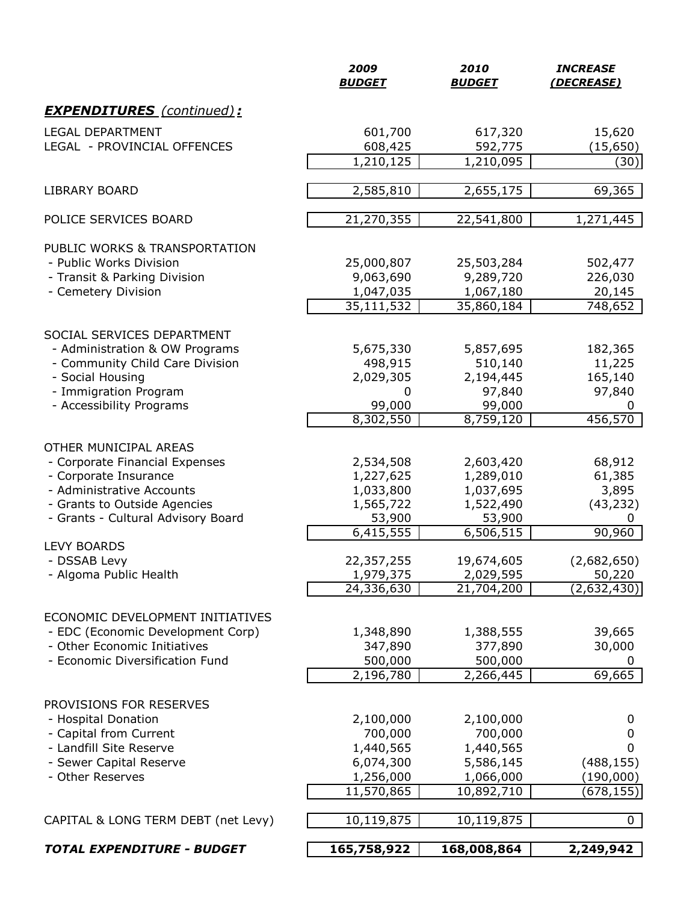| | 2009 BUDGET | 2010 BUDGET | INCREASE (DECREASE) |
|---|---|---|---|
| ***EXPENDITURES** (continued)**:*** | | | |
| LEGAL DEPARTMENT | 601,700 | 617,320 | 15,620 |
| LEGAL - PROVINCIAL OFFENCES | 608,425 | 592,775 | (15,650) |
| | 1,210,125 | 1,210,095 | (30) |
| LIBRARY BOARD | 2,585,810 | 2,655,175 | 69,365 |
| POLICE SERVICES BOARD | 21,270,355 | 22,541,800 | 1,271,445 |
| PUBLIC WORKS & TRANSPORTATION | | | |
| - Public Works Division | 25,000,807 | 25,503,284 | 502,477 |
| - Transit & Parking Division | 9,063,690 | 9,289,720 | 226,030 |
| - Cemetery Division | 1,047,035 | 1,067,180 | 20,145 |
| | 35,111,532 | 35,860,184 | 748,652 |
| SOCIAL SERVICES DEPARTMENT | | | |
| - Administration & OW Programs | 5,675,330 | 5,857,695 | 182,365 |
| - Community Child Care Division | 498,915 | 510,140 | 11,225 |
| - Social Housing | 2,029,305 | 2,194,445 | 165,140 |
| - Immigration Program | 0 | 97,840 | 97,840 |
| - Accessibility Programs | 99,000 | 99,000 | 0 |
| | 8,302,550 | 8,759,120 | 456,570 |
| OTHER MUNICIPAL AREAS | | | |
| - Corporate Financial Expenses | 2,534,508 | 2,603,420 | 68,912 |
| - Corporate Insurance | 1,227,625 | 1,289,010 | 61,385 |
| - Administrative Accounts | 1,033,800 | 1,037,695 | 3,895 |
| - Grants to Outside Agencies | 1,565,722 | 1,522,490 | (43,232) |
| - Grants - Cultural Advisory Board | 53,900 | 53,900 | 0 |
| | 6,415,555 | 6,506,515 | 90,960 |
| LEVY BOARDS | | | |
| - DSSAB Levy | 22,357,255 | 19,674,605 | (2,682,650) |
| - Algoma Public Health | 1,979,375 | 2,029,595 | 50,220 |
| | 24,336,630 | 21,704,200 | (2,632,430) |
| ECONOMIC DEVELOPMENT INITIATIVES | | | |
| - EDC (Economic Development Corp) | 1,348,890 | 1,388,555 | 39,665 |
| - Other Economic Initiatives | 347,890 | 377,890 | 30,000 |
| - Economic Diversification Fund | 500,000 | 500,000 | 0 |
| | 2,196,780 | 2,266,445 | 69,665 |
| PROVISIONS FOR RESERVES | | | |
| - Hospital Donation | 2,100,000 | 2,100,000 | 0 |
| - Capital from Current | 700,000 | 700,000 | 0 |
| - Landfill Site Reserve | 1,440,565 | 1,440,565 | 0 |
| - Sewer Capital Reserve | 6,074,300 | 5,586,145 | (488,155) |
| - Other Reserves | 1,256,000 | 1,066,000 | (190,000) |
| | 11,570,865 | 10,892,710 | (678,155) |
| CAPITAL & LONG TERM DEBT (net Levy) | 10,119,875 | 10,119,875 | 0 |
| ***TOTAL EXPENDITURE - BUDGET*** | **165,758,922** | **168,008,864** | **2,249,942** |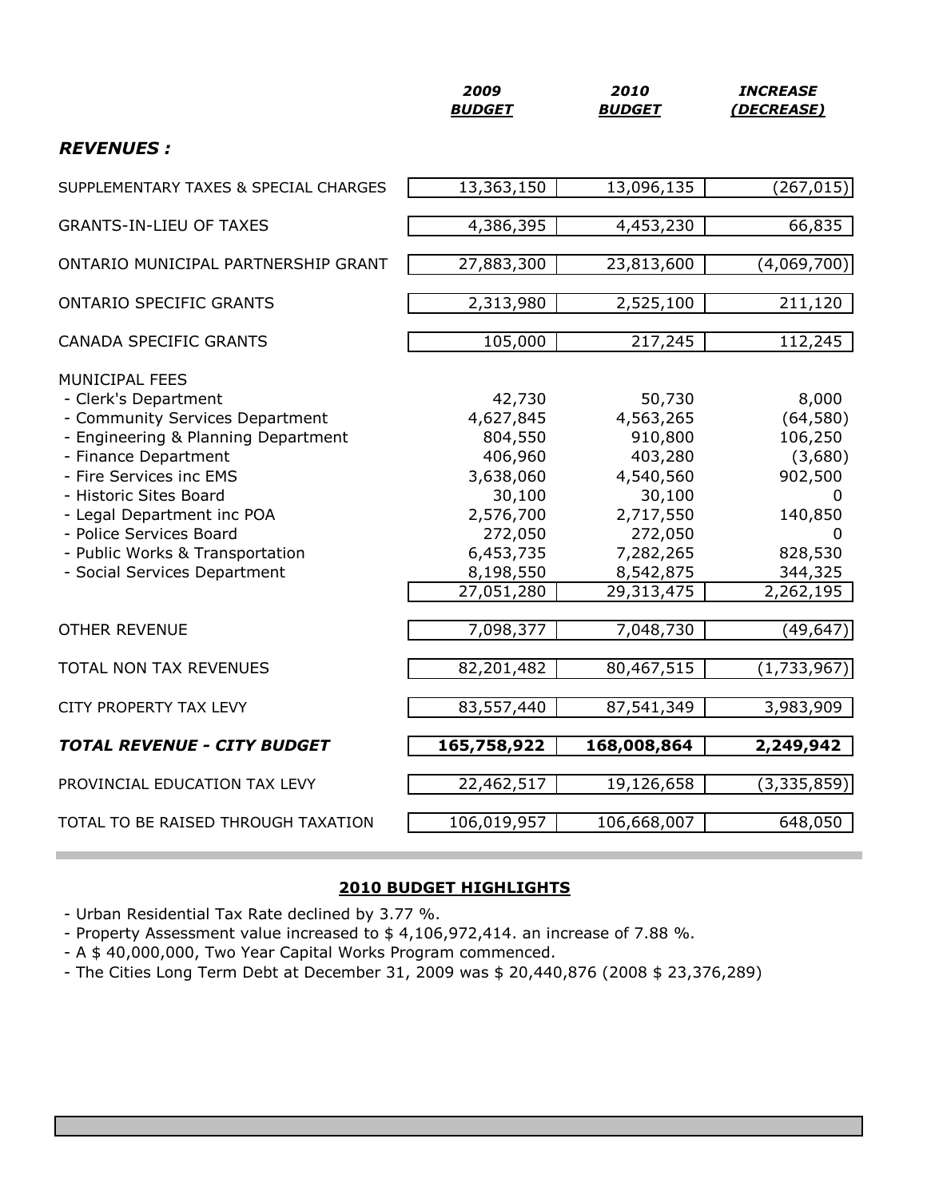| | 2009 BUDGET | 2010 BUDGET | INCREASE (DECREASE) |
|---|---|---|---|
| ***REVENUES :*** | | | |
| SUPPLEMENTARY TAXES & SPECIAL CHARGES | 13,363,150 | 13,096,135 | (267,015) |
| GRANTS-IN-LIEU OF TAXES | 4,386,395 | 4,453,230 | 66,835 |
| ONTARIO MUNICIPAL PARTNERSHIP GRANT | 27,883,300 | 23,813,600 | (4,069,700) |
| ONTARIO SPECIFIC GRANTS | 2,313,980 | 2,525,100 | 211,120 |
| CANADA SPECIFIC GRANTS | 105,000 | 217,245 | 112,245 |
| MUNICIPAL FEES | | | |
| - Clerk's Department | 42,730 | 50,730 | 8,000 |
| - Community Services Department | 4,627,845 | 4,563,265 | (64,580) |
| - Engineering & Planning Department | 804,550 | 910,800 | 106,250 |
| - Finance Department | 406,960 | 403,280 | (3,680) |
| - Fire Services inc EMS | 3,638,060 | 4,540,560 | 902,500 |
| - Historic Sites Board | 30,100 | 30,100 | 0 |
| - Legal Department inc POA | 2,576,700 | 2,717,550 | 140,850 |
| - Police Services Board | 272,050 | 272,050 | 0 |
| - Public Works & Transportation | 6,453,735 | 7,282,265 | 828,530 |
| - Social Services Department | 8,198,550 | 8,542,875 | 344,325 |
| | 27,051,280 | 29,313,475 | 2,262,195 |
| OTHER REVENUE | 7,098,377 | 7,048,730 | (49,647) |
| TOTAL NON TAX REVENUES | 82,201,482 | 80,467,515 | (1,733,967) |
| CITY PROPERTY TAX LEVY | 83,557,440 | 87,541,349 | 3,983,909 |
| ***TOTAL REVENUE - CITY BUDGET*** | **165,758,922** | **168,008,864** | **2,249,942** |
| PROVINCIAL EDUCATION TAX LEVY | 22,462,517 | 19,126,658 | (3,335,859) |
| TOTAL TO BE RAISED THROUGH TAXATION | 106,019,957 | 106,668,007 | 648,050 |

## 2010 BUDGET HIGHLIGHTS

- Urban Residential Tax Rate declined by 3.77 %.
- Property Assessment value increased to $ 4,106,972,414. an increase of 7.88 %.
- A $ 40,000,000, Two Year Capital Works Program commenced.
- The Cities Long Term Debt at December 31, 2009 was $ 20,440,876 (2008 $ 23,376,289)